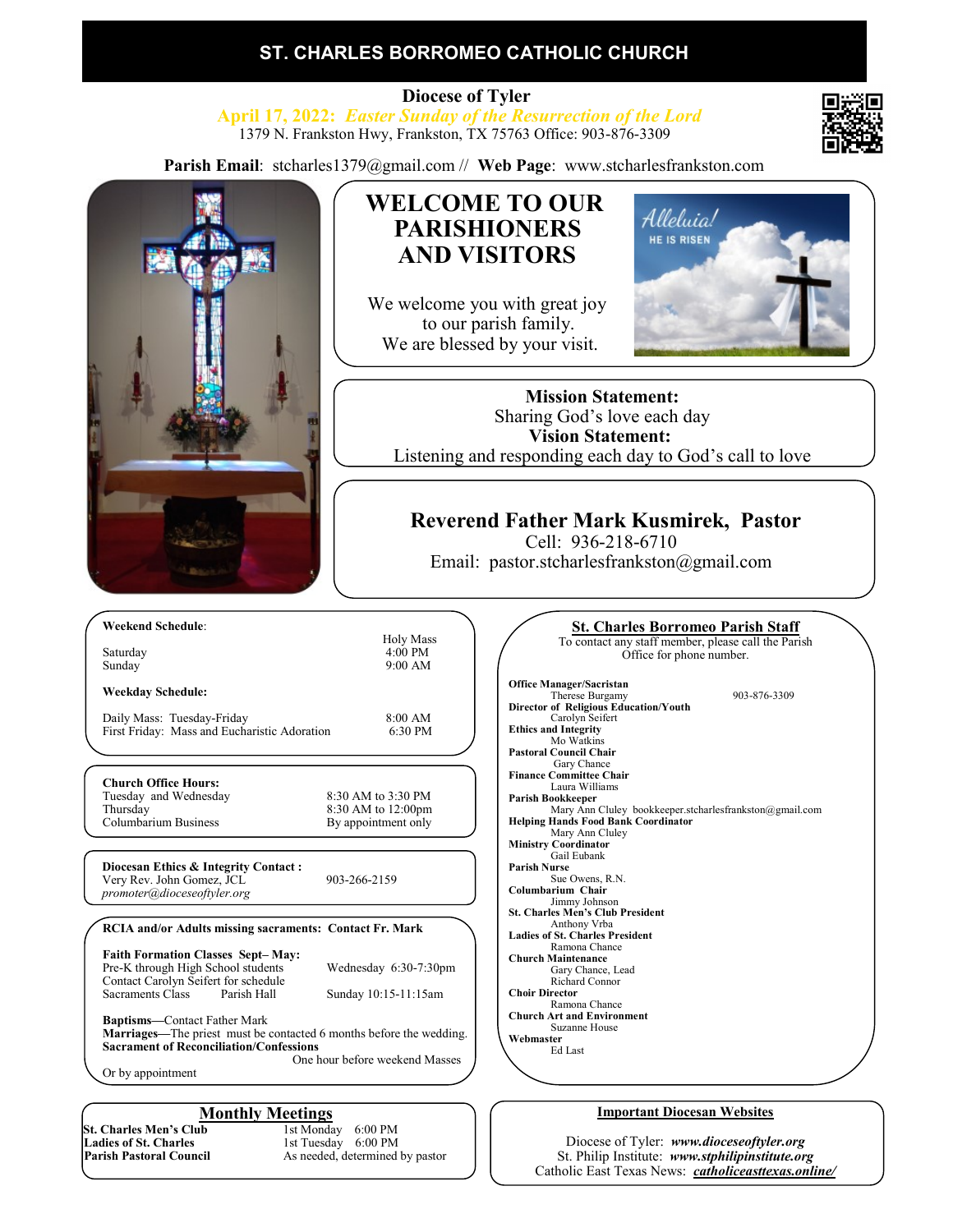# ST. CHARLES BORROMEO CATHOLIC CHURCH

**Diocese of Tyler**

***April 17, 2022: Easter Sunday of the Resurrection of the Lord***

1379 N. Frankston Hwy, Frankston, TX 75763 Office: 903-876-3309

**Parish Email**: stcharles1379@gmail.com // **Web Page**: www.stcharlesfrankston.com

## WELCOME TO OUR PARISHIONERS AND VISITORS

We welcome you with great joy to our parish family.
We are blessed by your visit.

**Mission Statement:**
Sharing God's love each day
**Vision Statement:**
Listening and responding each day to God's call to love

## Reverend Father Mark Kusmirek, Pastor

Cell: 936-218-6710
Email: pastor.stcharlesfrankston@gmail.com

**Weekend Schedule**:

| | Holy Mass |
|---|---|
| Saturday | 4:00 PM |
| Sunday | 9:00 AM |

**Weekday Schedule:**

| | |
|---|---|
| Daily Mass: Tuesday-Friday | 8:00 AM |
| First Friday: Mass and Eucharistic Adoration | 6:30 PM |

**Church Office Hours:**

| | |
|---|---|
| Tuesday and Wednesday | 8:30 AM to 3:30 PM |
| Thursday | 8:30 AM to 12:00pm |
| Columbarium Business | By appointment only |

**Diocesan Ethics & Integrity Contact :**
Very Rev. John Gomez, JCL 903-266-2159
*promoter@dioceseoftyler.org*

**RCIA and/or Adults missing sacraments: Contact Fr. Mark**

**Faith Formation Classes Sept– May:**
Pre-K through High School students — Wednesday 6:30-7:30pm
Contact Carolyn Seifert for schedule
Sacraments Class — Parish Hall — Sunday 10:15-11:15am

**Baptisms**—Contact Father Mark
**Marriages**—The priest must be contacted 6 months before the wedding.
**Sacrament of Reconciliation/Confessions**
One hour before weekend Masses
Or by appointment

## Monthly Meetings

| | |
|---|---|
| **St. Charles Men's Club** | 1st Monday 6:00 PM |
| **Ladies of St. Charles** | 1st Tuesday 6:00 PM |
| **Parish Pastoral Council** | As needed, determined by pastor |

## St. Charles Borromeo Parish Staff

To contact any staff member, please call the Parish Office for phone number.

**Office Manager/Sacristan**
Therese Burgamy 903-876-3309
**Director of Religious Education/Youth**
Carolyn Seifert
**Ethics and Integrity**
Mo Watkins
**Pastoral Council Chair**
Gary Chance
**Finance Committee Chair**
Laura Williams
**Parish Bookkeeper**
Mary Ann Cluley bookkeeper.stcharlesfrankston@gmail.com
**Helping Hands Food Bank Coordinator**
Mary Ann Cluley
**Ministry Coordinator**
Gail Eubank
**Parish Nurse**
Sue Owens, R.N.
**Columbarium Chair**
Jimmy Johnson
**St. Charles Men's Club President**
Anthony Vrba
**Ladies of St. Charles President**
Ramona Chance
**Church Maintenance**
Gary Chance, Lead
Richard Connor
**Choir Director**
Ramona Chance
**Church Art and Environment**
Suzanne House
**Webmaster**
Ed Last

## Important Diocesan Websites

Diocese of Tyler: ***www.dioceseoftyler.org***
St. Philip Institute: ***www.stphilipinstitute.org***
Catholic East Texas News: ***catholiceasttexas.online/***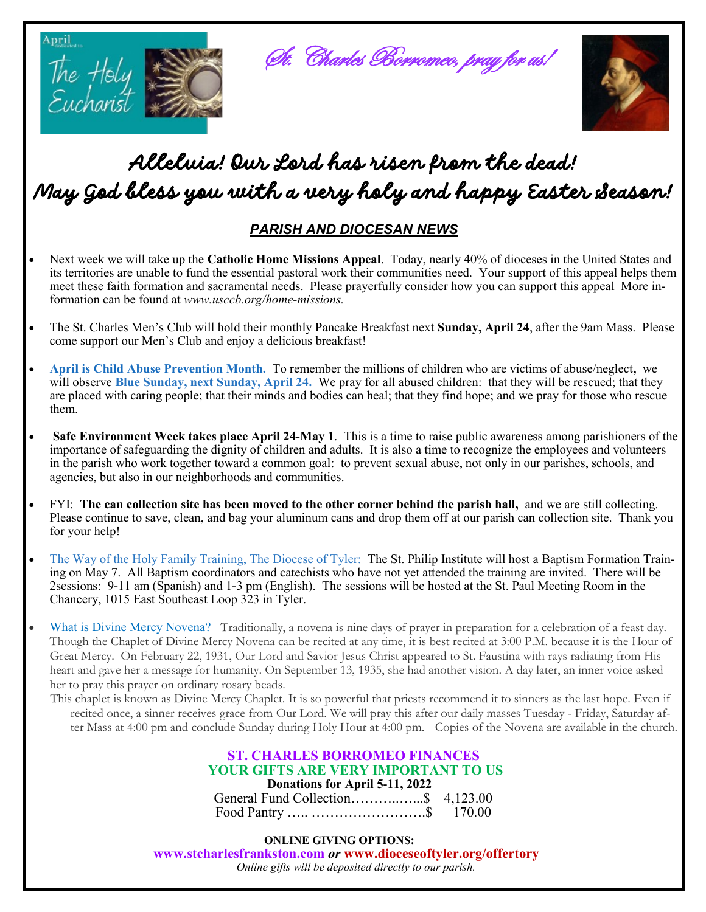April dedicated to The Holy Eucharist

*St. Charles Borromeo, pray for us!*

# Alleluia! Our Lord has risen from the dead!
# May God bless you with a very holy and happy Easter Season!

## *PARISH AND DIOCESAN NEWS*

- Next week we will take up the **Catholic Home Missions Appeal**. Today, nearly 40% of dioceses in the United States and its territories are unable to fund the essential pastoral work their communities need. Your support of this appeal helps them meet these faith formation and sacramental needs. Please prayerfully consider how you can support this appeal More information can be found at *www.usccb.org/home-missions.*

- The St. Charles Men's Club will hold their monthly Pancake Breakfast next **Sunday, April 24**, after the 9am Mass. Please come support our Men's Club and enjoy a delicious breakfast!

- **April is Child Abuse Prevention Month.** To remember the millions of children who are victims of abuse/neglect**,** we will observe **Blue Sunday, next Sunday, April 24.** We pray for all abused children: that they will be rescued; that they are placed with caring people; that their minds and bodies can heal; that they find hope; and we pray for those who rescue them.

- **Safe Environment Week takes place April 24-May 1**. This is a time to raise public awareness among parishioners of the importance of safeguarding the dignity of children and adults. It is also a time to recognize the employees and volunteers in the parish who work together toward a common goal: to prevent sexual abuse, not only in our parishes, schools, and agencies, but also in our neighborhoods and communities.

- FYI: **The can collection site has been moved to the other corner behind the parish hall,** and we are still collecting. Please continue to save, clean, and bag your aluminum cans and drop them off at our parish can collection site. Thank you for your help!

- The Way of the Holy Family Training, The Diocese of Tyler: The St. Philip Institute will host a Baptism Formation Training on May 7. All Baptism coordinators and catechists who have not yet attended the training are invited. There will be 2sessions: 9-11 am (Spanish) and 1-3 pm (English). The sessions will be hosted at the St. Paul Meeting Room in the Chancery, 1015 East Southeast Loop 323 in Tyler.

- What is Divine Mercy Novena? Traditionally, a novena is nine days of prayer in preparation for a celebration of a feast day. Though the Chaplet of Divine Mercy Novena can be recited at any time, it is best recited at 3:00 P.M. because it is the Hour of Great Mercy. On February 22, 1931, Our Lord and Savior Jesus Christ appeared to St. Faustina with rays radiating from His heart and gave her a message for humanity. On September 13, 1935, she had another vision. A day later, an inner voice asked her to pray this prayer on ordinary rosary beads.

  This chaplet is known as Divine Mercy Chaplet. It is so powerful that priests recommend it to sinners as the last hope. Even if recited once, a sinner receives grace from Our Lord. We will pray this after our daily masses Tuesday - Friday, Saturday after Mass at 4:00 pm and conclude Sunday during Holy Hour at 4:00 pm. Copies of the Novena are available in the church.

### ST. CHARLES BORROMEO FINANCES
### YOUR GIFTS ARE VERY IMPORTANT TO US

**Donations for April 5-11, 2022**

General Fund Collection………..…...$ 4,123.00
Food Pantry ….. …………………….$ 170.00

**ONLINE GIVING OPTIONS:**
**www.stcharlesfrankston.com** ***or*** **www.dioceseoftyler.org/offertory**
*Online gifts will be deposited directly to our parish.*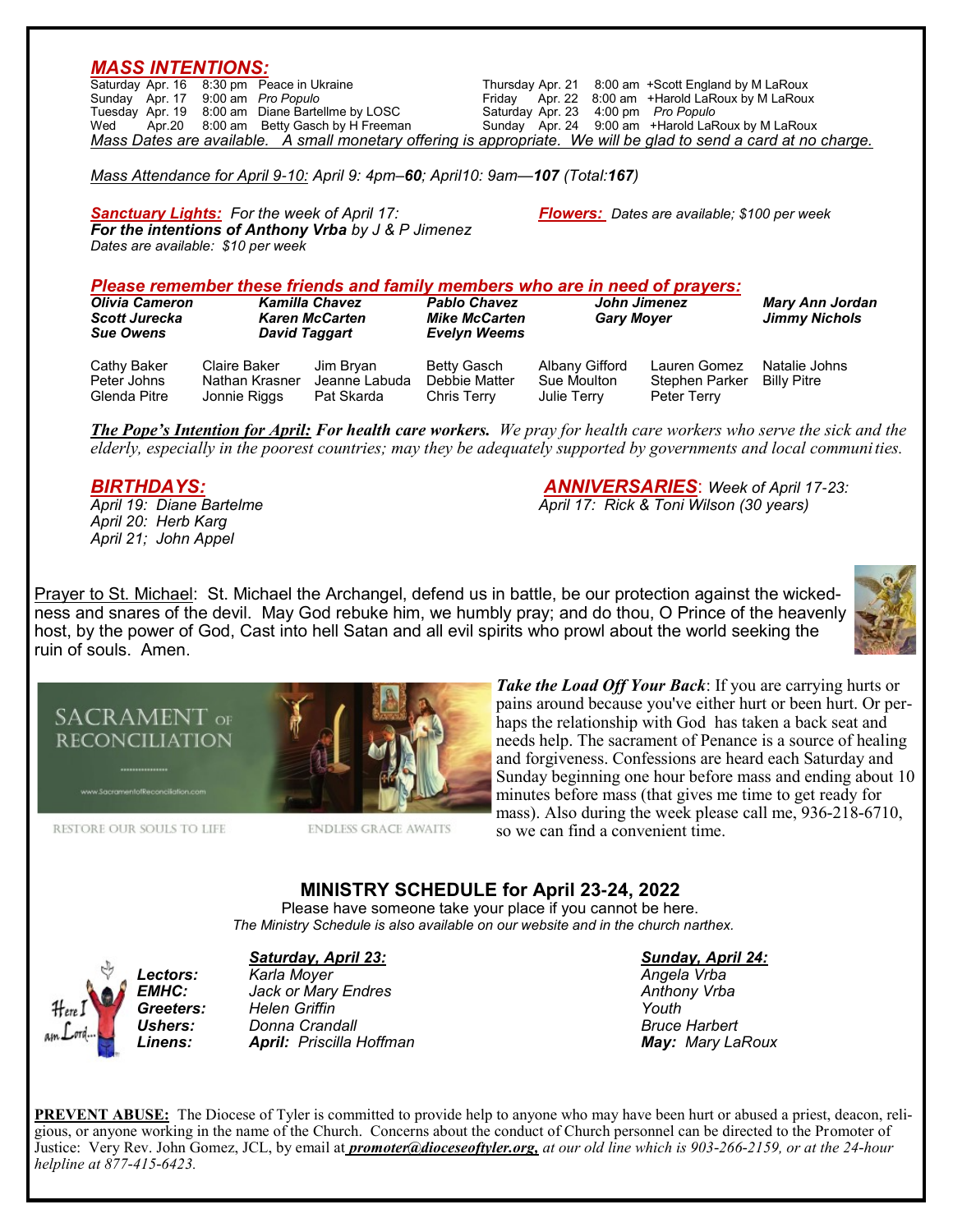## MASS INTENTIONS:

| | | | |
|---|---|---|---|
| Saturday | Apr. 16 | 8:30 pm | Peace in Ukraine |
| Sunday | Apr. 17 | 9:00 am | *Pro Populo* |
| Tuesday | Apr. 19 | 8:00 am | Diane Bartellme by LOSC |
| Wed | Apr.20 | 8:00 am | Betty Gasch by H Freeman |
| Thursday | Apr. 21 | 8:00 am | +Scott England by M LaRoux |
| Friday | Apr. 22 | 8:00 am | +Harold LaRoux by M LaRoux |
| Saturday | Apr. 23 | 4:00 pm | *Pro Populo* |
| Sunday | Apr. 24 | 9:00 am | +Harold LaRoux by M LaRoux |

*Mass Dates are available. A small monetary offering is appropriate. We will be glad to send a card at no charge.*

*Mass Attendance for April 9-10: April 9: 4pm–**60**; April10: 9am—**107** (Total:**167**)*

***Sanctuary Lights:*** *For the week of April 17:*
***For the intentions of Anthony Vrba** by J & P Jimenez*
*Dates are available: $10 per week*

***Flowers:*** *Dates are available; $100 per week*

## *Please remember these friends and family members who are in need of prayers:*

***Olivia Cameron, Kamilla Chavez, Pablo Chavez, John Jimenez, Mary Ann Jordan, Scott Jurecka, Karen McCarten, Mike McCarten, Gary Moyer, Jimmy Nichols, Sue Owens, David Taggart, Evelyn Weems***

Cathy Baker, Claire Baker, Jim Bryan, Betty Gasch, Albany Gifford, Lauren Gomez, Natalie Johns, Peter Johns, Nathan Krasner, Jeanne Labuda, Debbie Matter, Sue Moulton, Stephen Parker, Billy Pitre, Glenda Pitre, Jonnie Riggs, Pat Skarda, Chris Terry, Julie Terry, Peter Terry

***The Pope's Intention for April:* For health care workers.** *We pray for health care workers who serve the sick and the elderly, especially in the poorest countries; may they be adequately supported by governments and local communities.*

## *BIRTHDAYS:*

*April 19: Diane Bartelme*
*April 20: Herb Karg*
*April 21; John Appel*

## *ANNIVERSARIES*: *Week of April 17-23:*

*April 17: Rick & Toni Wilson (30 years)*

Prayer to St. Michael: St. Michael the Archangel, defend us in battle, be our protection against the wickedness and snares of the devil. May God rebuke him, we humbly pray; and do thou, O Prince of the heavenly host, by the power of God, Cast into hell Satan and all evil spirits who prowl about the world seeking the ruin of souls. Amen.

SACRAMENT OF RECONCILIATION

RESTORE OUR SOULS TO LIFE — ENDLESS GRACE AWAITS

***Take the Load Off Your Back***: If you are carrying hurts or pains around because you've either hurt or been hurt. Or perhaps the relationship with God has taken a back seat and needs help. The sacrament of Penance is a source of healing and forgiveness. Confessions are heard each Saturday and Sunday beginning one hour before mass and ending about 10 minutes before mass (that gives me time to get ready for mass). Also during the week please call me, 936-218-6710, so we can find a convenient time.

## MINISTRY SCHEDULE for April 23-24, 2022

Please have someone take your place if you cannot be here.
*The Ministry Schedule is also available on our website and in the church narthex.*

| | ***Saturday, April 23:*** | ***Sunday, April 24:*** |
|---|---|---|
| ***Lectors:*** | *Karla Moyer* | *Angela Vrba* |
| ***EMHC:*** | *Jack or Mary Endres* | *Anthony Vrba* |
| ***Greeters:*** | *Helen Griffin* | *Youth* |
| ***Ushers:*** | *Donna Crandall* | *Bruce Harbert* |
| ***Linens:*** | ***April:*** *Priscilla Hoffman* | ***May:*** *Mary LaRoux* |

**PREVENT ABUSE:** The Diocese of Tyler is committed to provide help to anyone who may have been hurt or abused a priest, deacon, religious, or anyone working in the name of the Church. Concerns about the conduct of Church personnel can be directed to the Promoter of Justice: Very Rev. John Gomez, JCL, by email at ***promoter@dioceseoftyler.org,*** *at our old line which is 903-266-2159, or at the 24-hour helpline at 877-415-6423.*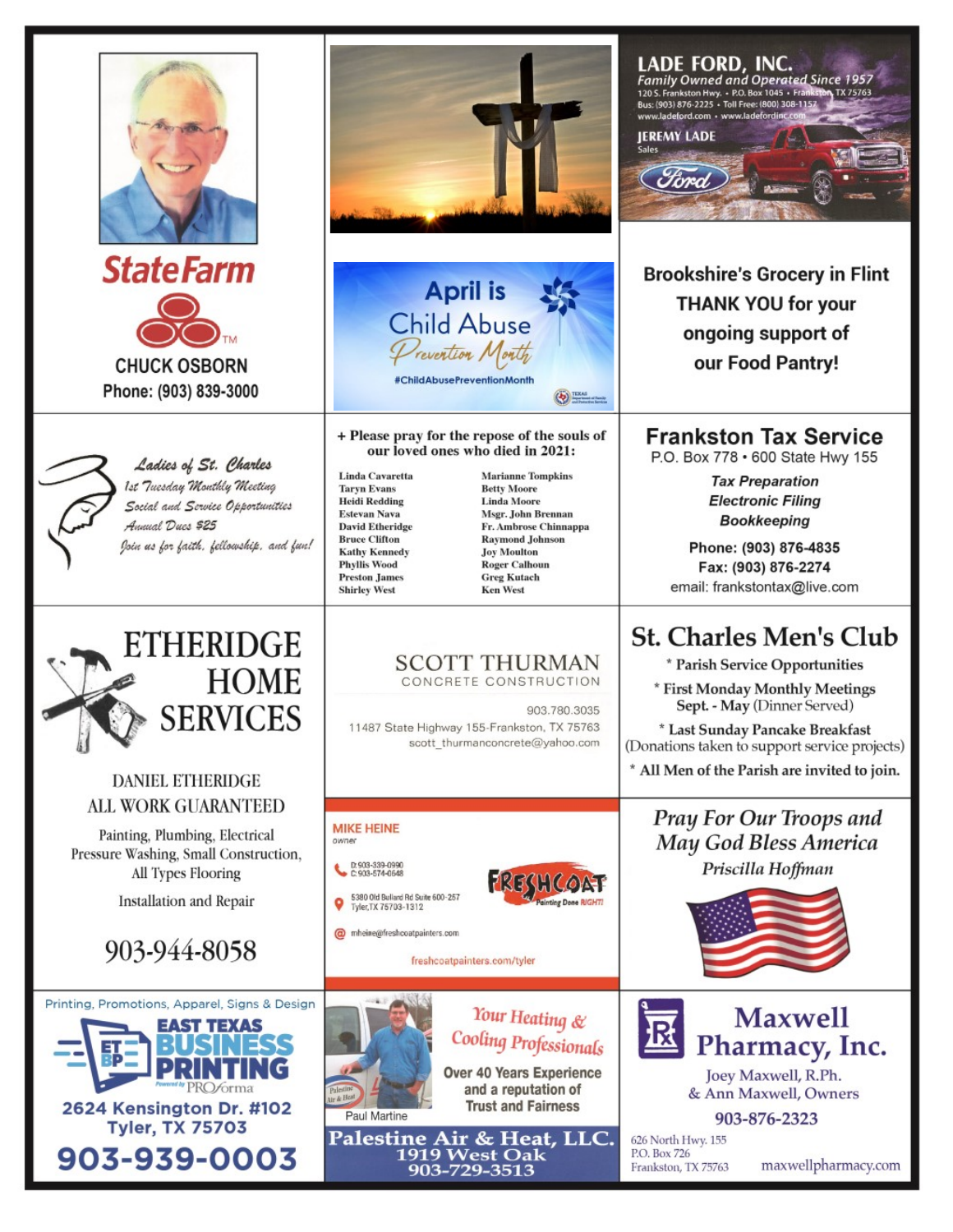**State Farm**

CHUCK OSBORN
Phone: (903) 839-3000

April is Child Abuse Prevention Month

#ChildAbusePreventionMonth

## LADE FORD, INC.

*Family Owned and Operated Since 1957*

120 S. Frankston Hwy. • P.O. Box 1045 • Frankston, TX 75763
Bus: (903) 876-2225 • Toll Free: (800) 308-1157
www.ladeford.com • www.ladefordinc.com

JEREMY LADE
Sales

Ford

Brookshire's Grocery in Flint THANK YOU for your ongoing support of our Food Pantry!

---

*Ladies of St. Charles*
*1st Tuesday Monthly Meeting*
*Social and Service Opportunities*
*Annual Dues $25*
*Join us for faith, fellowship, and fun!*

---

**+ Please pray for the repose of the souls of our loved ones who died in 2021:**

- Linda Cavaretta
- Taryn Evans
- Heidi Redding
- Estevan Nava
- David Etheridge
- Bruce Clifton
- Kathy Kennedy
- Phyllis Wood
- Preston James
- Shirley West
- Marianne Tompkins
- Betty Moore
- Linda Moore
- Msgr. John Brennan
- Fr. Ambrose Chinnappa
- Raymond Johnson
- Joy Moulton
- Roger Calhoun
- Greg Kutach
- Ken West

---

## Frankston Tax Service

P.O. Box 778 • 600 State Hwy 155

*Tax Preparation*
*Electronic Filing*
*Bookkeeping*

Phone: (903) 876-4835
Fax: (903) 876-2274
email: frankstontax@live.com

---

## ETHERIDGE HOME SERVICES

DANIEL ETHERIDGE
ALL WORK GUARANTEED

Painting, Plumbing, Electrical
Pressure Washing, Small Construction,
All Types Flooring

Installation and Repair

903-944-8058

---

SCOTT THURMAN
CONCRETE CONSTRUCTION

903.780.3035
11487 State Highway 155-Frankston, TX 75763
scott_thurmanconcrete@yahoo.com

---

## St. Charles Men's Club

- Parish Service Opportunities
- First Monday Monthly Meetings Sept. - May (Dinner Served)
- Last Sunday Pancake Breakfast (Donations taken to support service projects)
- All Men of the Parish are invited to join.

---

MIKE HEINE
owner

O: 903-339-0990
C: 903-574-0548

5380 Old Bullard Rd Suite 600-257
Tyler, TX 75703-1312

mheine@freshcoatpainters.com

FRESHCOAT
Painting Done RIGHT!

freshcoatpainters.com/tyler

---

*Pray For Our Troops and May God Bless America*
*Priscilla Hoffman*

---

Printing, Promotions, Apparel, Signs & Design

EAST TEXAS BUSINESS PRINTING
Powered by PROforma

2624 Kensington Dr. #102
Tyler, TX 75703

903-939-0003

---

*Your Heating & Cooling Professionals*

Over 40 Years Experience and a reputation of Trust and Fairness

Paul Martine

**Palestine Air & Heat, LLC.**
1919 West Oak
903-729-3513

---

## Maxwell Pharmacy, Inc.

Joey Maxwell, R.Ph.
& Ann Maxwell, Owners

903-876-2323

626 North Hwy. 155
P.O. Box 726
Frankston, TX 75763

maxwellpharmacy.com